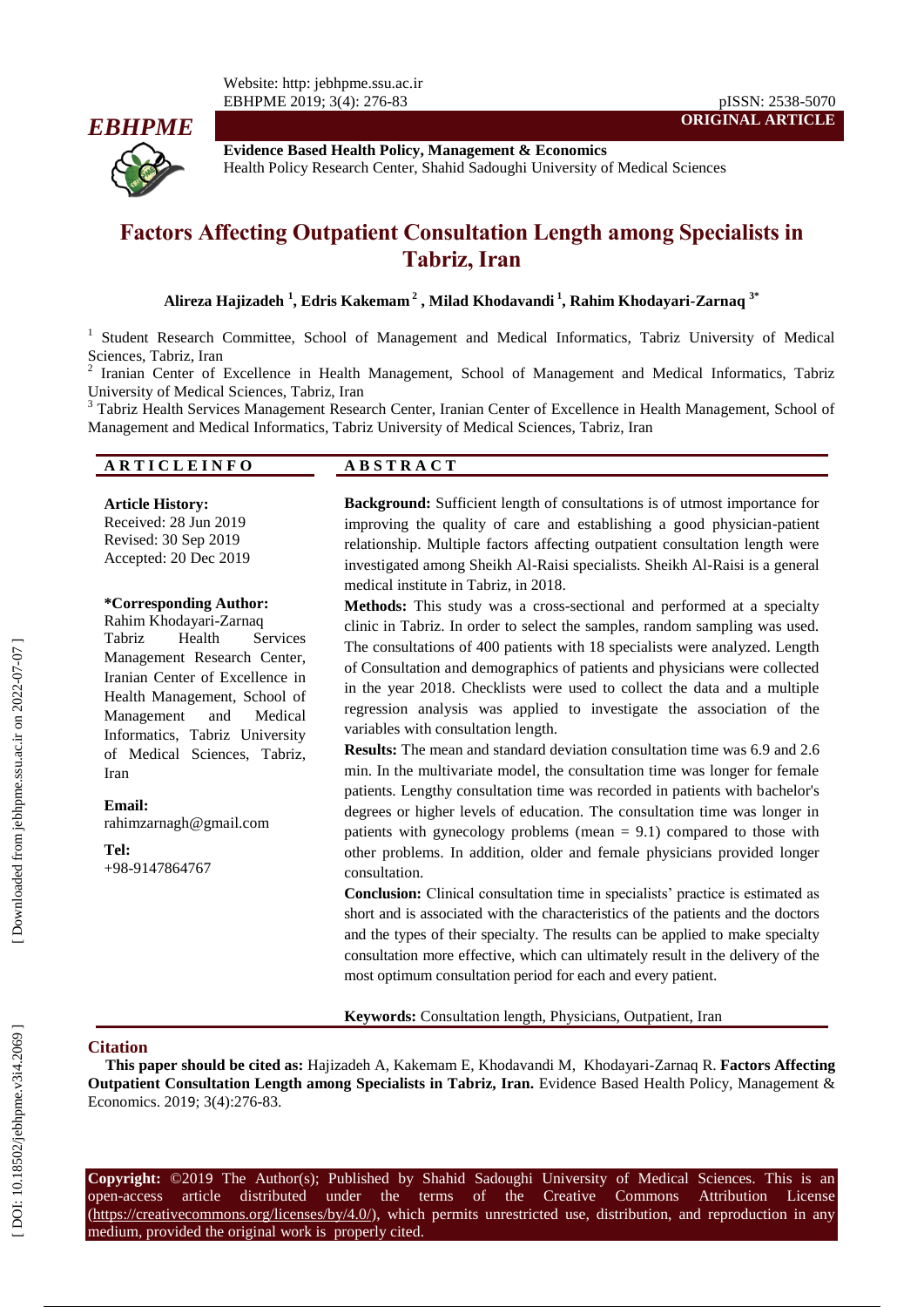ORIGINAL ARTICLE

**Evidence Based Health Policy, Management & Economics**
Health Policy Research Center, Shahid Sadoughi University of Medical Sciences

# Factors Affecting Outpatient Consultation Length among Specialists in Tabriz, Iran

**Alireza Hajizadeh [1], Edris Kakemam [2], Milad Khodavandi [1], Rahim Khodayari-Zarnaq [3*]**

[1] Student Research Committee, School of Management and Medical Informatics, Tabriz University of Medical Sciences, Tabriz, Iran
[2] Iranian Center of Excellence in Health Management, School of Management and Medical Informatics, Tabriz University of Medical Sciences, Tabriz, Iran
[3] Tabriz Health Services Management Research Center, Iranian Center of Excellence in Health Management, School of Management and Medical Informatics, Tabriz University of Medical Sciences, Tabriz, Iran

## ARTICLE INFO

**Article History:**
Received: 28 Jun 2019
Revised: 30 Sep 2019
Accepted: 20 Dec 2019

**\*Corresponding Author:**
Rahim Khodayari-Zarnaq
Tabriz Health Services Management Research Center, Iranian Center of Excellence in Health Management, School of Management and Medical Informatics, Tabriz University of Medical Sciences, Tabriz, Iran

**Email:**
rahimzarnagh@gmail.com

**Tel:**
+98-9147864767

## ABSTRACT

**Background:** Sufficient length of consultations is of utmost importance for improving the quality of care and establishing a good physician-patient relationship. Multiple factors affecting outpatient consultation length were investigated among Sheikh Al-Raisi specialists. Sheikh Al-Raisi is a general medical institute in Tabriz, in 2018.

**Methods:** This study was a cross-sectional and performed at a specialty clinic in Tabriz. In order to select the samples, random sampling was used. The consultations of 400 patients with 18 specialists were analyzed. Length of Consultation and demographics of patients and physicians were collected in the year 2018. Checklists were used to collect the data and a multiple regression analysis was applied to investigate the association of the variables with consultation length.

**Results:** The mean and standard deviation consultation time was 6.9 and 2.6 min. In the multivariate model, the consultation time was longer for female patients. Lengthy consultation time was recorded in patients with bachelor's degrees or higher levels of education. The consultation time was longer in patients with gynecology problems (mean = 9.1) compared to those with other problems. In addition, older and female physicians provided longer consultation.

**Conclusion:** Clinical consultation time in specialists' practice is estimated as short and is associated with the characteristics of the patients and the doctors and the types of their specialty. The results can be applied to make specialty consultation more effective, which can ultimately result in the delivery of the most optimum consultation period for each and every patient.

**Keywords:** Consultation length, Physicians, Outpatient, Iran

## Citation

**This paper should be cited as:** Hajizadeh A, Kakemam E, Khodavandi M, Khodayari-Zarnaq R. **Factors Affecting Outpatient Consultation Length among Specialists in Tabriz, Iran.** Evidence Based Health Policy, Management & Economics. 2019; 3(4):276-83.

**Copyright:** ©2019 The Author(s); Published by Shahid Sadoughi University of Medical Sciences. This is an open-access article distributed under the terms of the Creative Commons Attribution License (https://creativecommons.org/licenses/by/4.0/), which permits unrestricted use, distribution, and reproduction in any medium, provided the original work is properly cited.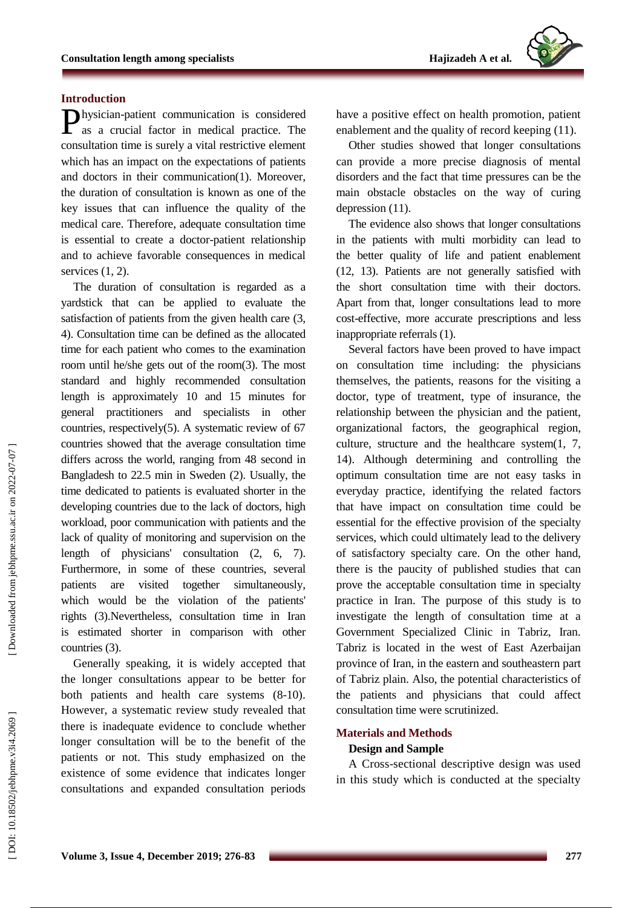## Introduction

Physician-patient communication is considered as a crucial factor in medical practice. The consultation time is surely a vital restrictive element which has an impact on the expectations of patients and doctors in their communication(1). Moreover, the duration of consultation is known as one of the key issues that can influence the quality of the medical care. Therefore, adequate consultation time is essential to create a doctor-patient relationship and to achieve favorable consequences in medical services (1, 2).

The duration of consultation is regarded as a yardstick that can be applied to evaluate the satisfaction of patients from the given health care (3, 4). Consultation time can be defined as the allocated time for each patient who comes to the examination room until he/she gets out of the room(3). The most standard and highly recommended consultation length is approximately 10 and 15 minutes for general practitioners and specialists in other countries, respectively(5). A systematic review of 67 countries showed that the average consultation time differs across the world, ranging from 48 second in Bangladesh to 22.5 min in Sweden (2). Usually, the time dedicated to patients is evaluated shorter in the developing countries due to the lack of doctors, high workload, poor communication with patients and the lack of quality of monitoring and supervision on the length of physicians' consultation (2, 6, 7). Furthermore, in some of these countries, several patients are visited together simultaneously, which would be the violation of the patients' rights (3).Nevertheless, consultation time in Iran is estimated shorter in comparison with other countries (3).

Generally speaking, it is widely accepted that the longer consultations appear to be better for both patients and health care systems (8-10). However, a systematic review study revealed that there is inadequate evidence to conclude whether longer consultation will be to the benefit of the patients or not. This study emphasized on the existence of some evidence that indicates longer consultations and expanded consultation periods have a positive effect on health promotion, patient enablement and the quality of record keeping (11).

Other studies showed that longer consultations can provide a more precise diagnosis of mental disorders and the fact that time pressures can be the main obstacle obstacles on the way of curing depression (11).

The evidence also shows that longer consultations in the patients with multi morbidity can lead to the better quality of life and patient enablement (12, 13). Patients are not generally satisfied with the short consultation time with their doctors. Apart from that, longer consultations lead to more cost-effective, more accurate prescriptions and less inappropriate referrals (1).

Several factors have been proved to have impact on consultation time including: the physicians themselves, the patients, reasons for the visiting a doctor, type of treatment, type of insurance, the relationship between the physician and the patient, organizational factors, the geographical region, culture, structure and the healthcare system(1, 7, 14). Although determining and controlling the optimum consultation time are not easy tasks in everyday practice, identifying the related factors that have impact on consultation time could be essential for the effective provision of the specialty services, which could ultimately lead to the delivery of satisfactory specialty care. On the other hand, there is the paucity of published studies that can prove the acceptable consultation time in specialty practice in Iran. The purpose of this study is to investigate the length of consultation time at a Government Specialized Clinic in Tabriz, Iran. Tabriz is located in the west of East Azerbaijan province of Iran, in the eastern and southeastern part of Tabriz plain. Also, the potential characteristics of the patients and physicians that could affect consultation time were scrutinized.

## Materials and Methods

### Design and Sample

A Cross-sectional descriptive design was used in this study which is conducted at the specialty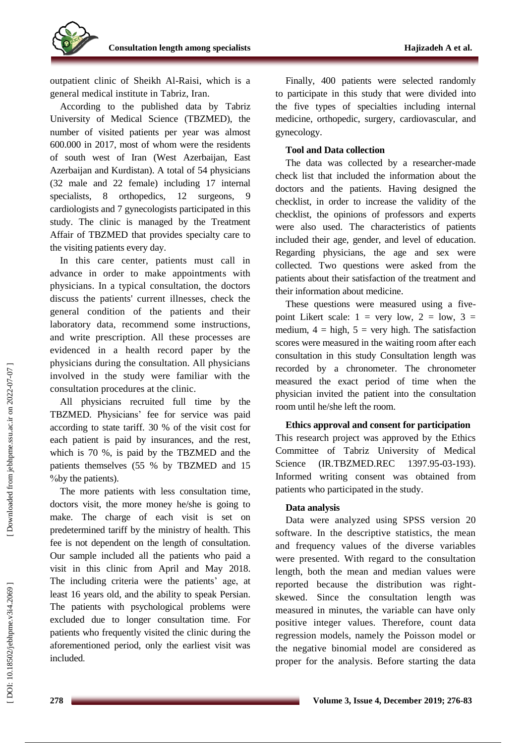outpatient clinic of Sheikh Al-Raisi, which is a general medical institute in Tabriz, Iran.

According to the published data by Tabriz University of Medical Science (TBZMED), the number of visited patients per year was almost 600.000 in 2017, most of whom were the residents of south west of Iran (West Azerbaijan, East Azerbaijan and Kurdistan). A total of 54 physicians (32 male and 22 female) including 17 internal specialists, 8 orthopedics, 12 surgeons, 9 cardiologists and 7 gynecologists participated in this study. The clinic is managed by the Treatment Affair of TBZMED that provides specialty care to the visiting patients every day.

In this care center, patients must call in advance in order to make appointments with physicians. In a typical consultation, the doctors discuss the patients' current illnesses, check the general condition of the patients and their laboratory data, recommend some instructions, and write prescription. All these processes are evidenced in a health record paper by the physicians during the consultation. All physicians involved in the study were familiar with the consultation procedures at the clinic.

All physicians recruited full time by the TBZMED. Physicians' fee for service was paid according to state tariff. 30 % of the visit cost for each patient is paid by insurances, and the rest, which is 70 %, is paid by the TBZMED and the patients themselves (55 % by TBZMED and 15 %by the patients).

The more patients with less consultation time, doctors visit, the more money he/she is going to make. The charge of each visit is set on predetermined tariff by the ministry of health. This fee is not dependent on the length of consultation. Our sample included all the patients who paid a visit in this clinic from April and May 2018. The including criteria were the patients' age, at least 16 years old, and the ability to speak Persian. The patients with psychological problems were excluded due to longer consultation time. For patients who frequently visited the clinic during the aforementioned period, only the earliest visit was included.

Finally, 400 patients were selected randomly to participate in this study that were divided into the five types of specialties including internal medicine, orthopedic, surgery, cardiovascular, and gynecology.

**Tool and Data collection**

The data was collected by a researcher-made check list that included the information about the doctors and the patients. Having designed the checklist, in order to increase the validity of the checklist, the opinions of professors and experts were also used. The characteristics of patients included their age, gender, and level of education. Regarding physicians, the age and sex were collected. Two questions were asked from the patients about their satisfaction of the treatment and their information about medicine.

These questions were measured using a five-point Likert scale: 1 = very low, 2 = low, 3 = medium, 4 = high, 5 = very high. The satisfaction scores were measured in the waiting room after each consultation in this study Consultation length was recorded by a chronometer. The chronometer measured the exact period of time when the physician invited the patient into the consultation room until he/she left the room.

**Ethics approval and consent for participation**

This research project was approved by the Ethics Committee of Tabriz University of Medical Science (IR.TBZMED.REC 1397.95-03-193). Informed writing consent was obtained from patients who participated in the study.

**Data analysis**

Data were analyzed using SPSS version 20 software. In the descriptive statistics, the mean and frequency values of the diverse variables were presented. With regard to the consultation length, both the mean and median values were reported because the distribution was right-skewed. Since the consultation length was measured in minutes, the variable can have only positive integer values. Therefore, count data regression models, namely the Poisson model or the negative binomial model are considered as proper for the analysis. Before starting the data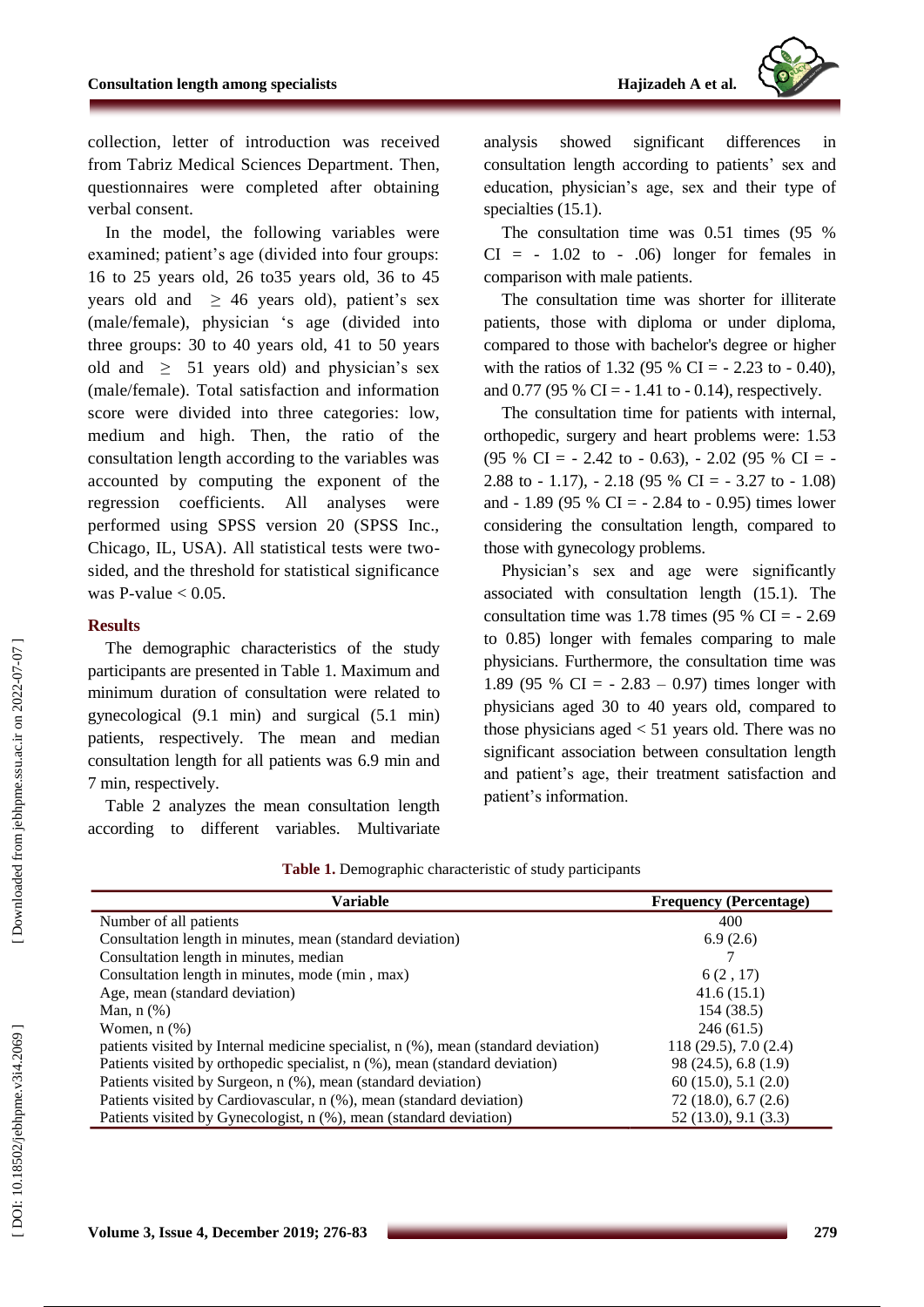collection, letter of introduction was received from Tabriz Medical Sciences Department. Then, questionnaires were completed after obtaining verbal consent.

In the model, the following variables were examined; patient's age (divided into four groups: 16 to 25 years old, 26 to35 years old, 36 to 45 years old and ≥ 46 years old), patient's sex (male/female), physician 's age (divided into three groups: 30 to 40 years old, 41 to 50 years old and ≥ 51 years old) and physician's sex (male/female). Total satisfaction and information score were divided into three categories: low, medium and high. Then, the ratio of the consultation length according to the variables was accounted by computing the exponent of the regression coefficients. All analyses were performed using SPSS version 20 (SPSS Inc., Chicago, IL, USA). All statistical tests were two-sided, and the threshold for statistical significance was P-value < 0.05.

## Results

The demographic characteristics of the study participants are presented in Table 1. Maximum and minimum duration of consultation were related to gynecological (9.1 min) and surgical (5.1 min) patients, respectively. The mean and median consultation length for all patients was 6.9 min and 7 min, respectively.

Table 2 analyzes the mean consultation length according to different variables. Multivariate analysis showed significant differences in consultation length according to patients' sex and education, physician's age, sex and their type of specialties (15.1).

The consultation time was 0.51 times (95 % CI = - 1.02 to - .06) longer for females in comparison with male patients.

The consultation time was shorter for illiterate patients, those with diploma or under diploma, compared to those with bachelor's degree or higher with the ratios of 1.32 (95 % CI = - 2.23 to - 0.40), and 0.77 (95 % CI = - 1.41 to - 0.14), respectively.

The consultation time for patients with internal, orthopedic, surgery and heart problems were: 1.53 (95 % CI = - 2.42 to - 0.63), - 2.02 (95 % CI = - 2.88 to - 1.17), - 2.18 (95 % CI = - 3.27 to - 1.08) and - 1.89 (95 % CI = - 2.84 to - 0.95) times lower considering the consultation length, compared to those with gynecology problems.

Physician's sex and age were significantly associated with consultation length (15.1). The consultation time was 1.78 times (95 % CI = - 2.69 to 0.85) longer with females comparing to male physicians. Furthermore, the consultation time was 1.89 (95 % CI = - 2.83 – 0.97) times longer with physicians aged 30 to 40 years old, compared to those physicians aged < 51 years old. There was no significant association between consultation length and patient's age, their treatment satisfaction and patient's information.

**Table 1.** Demographic characteristic of study participants

| Variable | Frequency (Percentage) |
|---|---|
| Number of all patients | 400 |
| Consultation length in minutes, mean (standard deviation) | 6.9 (2.6) |
| Consultation length in minutes, median | 7 |
| Consultation length in minutes, mode (min , max) | 6 (2 , 17) |
| Age, mean (standard deviation) | 41.6 (15.1) |
| Man, n (%) | 154 (38.5) |
| Women, n (%) | 246 (61.5) |
| patients visited by Internal medicine specialist, n (%), mean (standard deviation) | 118 (29.5), 7.0 (2.4) |
| Patients visited by orthopedic specialist, n (%), mean (standard deviation) | 98 (24.5), 6.8 (1.9) |
| Patients visited by Surgeon, n (%), mean (standard deviation) | 60 (15.0), 5.1 (2.0) |
| Patients visited by Cardiovascular, n (%), mean (standard deviation) | 72 (18.0), 6.7 (2.6) |
| Patients visited by Gynecologist, n (%), mean (standard deviation) | 52 (13.0), 9.1 (3.3) |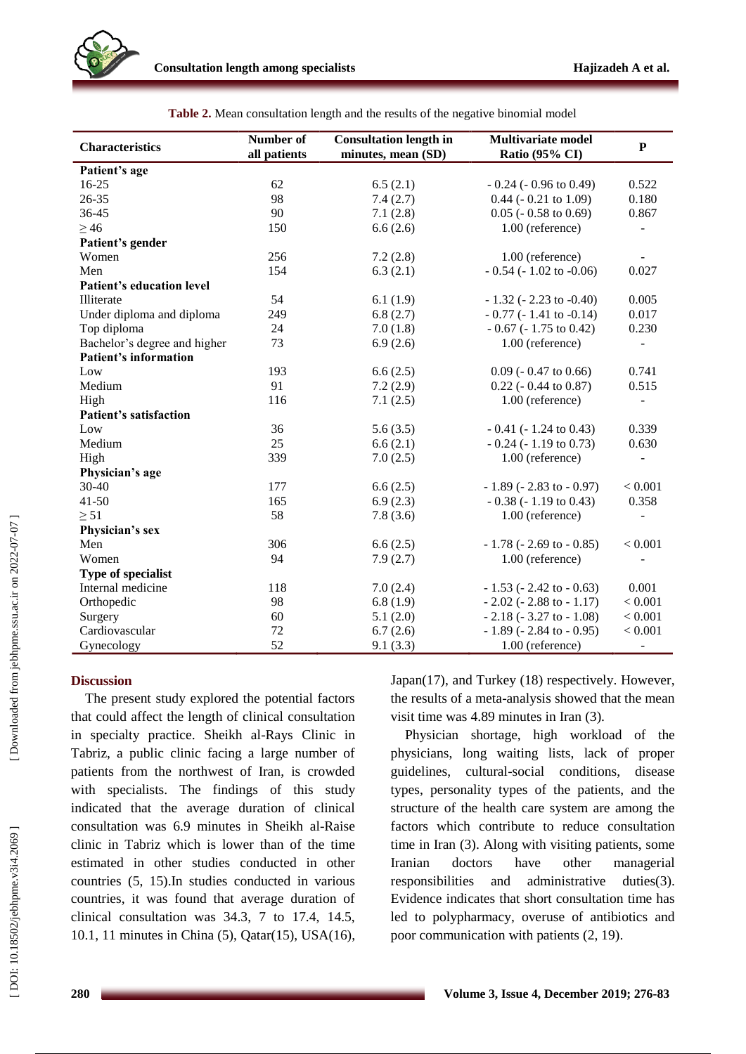**Table 2.** Mean consultation length and the results of the negative binomial model

| Characteristics | Number of all patients | Consultation length in minutes, mean (SD) | Multivariate model Ratio (95% CI) | P |
|---|---|---|---|---|
| **Patient's age** | | | | |
| 16-25 | 62 | 6.5 (2.1) | - 0.24 (- 0.96 to 0.49) | 0.522 |
| 26-35 | 98 | 7.4 (2.7) | 0.44 (- 0.21 to 1.09) | 0.180 |
| 36-45 | 90 | 7.1 (2.8) | 0.05 (- 0.58 to 0.69) | 0.867 |
| ≥ 46 | 150 | 6.6 (2.6) | 1.00 (reference) | - |
| **Patient's gender** | | | | |
| Women | 256 | 7.2 (2.8) | 1.00 (reference) | - |
| Men | 154 | 6.3 (2.1) | - 0.54 (- 1.02 to -0.06) | 0.027 |
| **Patient's education level** | | | | |
| Illiterate | 54 | 6.1 (1.9) | - 1.32 (- 2.23 to -0.40) | 0.005 |
| Under diploma and diploma | 249 | 6.8 (2.7) | - 0.77 (- 1.41 to -0.14) | 0.017 |
| Top diploma | 24 | 7.0 (1.8) | - 0.67 (- 1.75 to 0.42) | 0.230 |
| Bachelor's degree and higher | 73 | 6.9 (2.6) | 1.00 (reference) | - |
| **Patient's information** | | | | |
| Low | 193 | 6.6 (2.5) | 0.09 (- 0.47 to 0.66) | 0.741 |
| Medium | 91 | 7.2 (2.9) | 0.22 (- 0.44 to 0.87) | 0.515 |
| High | 116 | 7.1 (2.5) | 1.00 (reference) | - |
| **Patient's satisfaction** | | | | |
| Low | 36 | 5.6 (3.5) | - 0.41 (- 1.24 to 0.43) | 0.339 |
| Medium | 25 | 6.6 (2.1) | - 0.24 (- 1.19 to 0.73) | 0.630 |
| High | 339 | 7.0 (2.5) | 1.00 (reference) | - |
| **Physician's age** | | | | |
| 30-40 | 177 | 6.6 (2.5) | - 1.89 (- 2.83 to - 0.97) | < 0.001 |
| 41-50 | 165 | 6.9 (2.3) | - 0.38 (- 1.19 to 0.43) | 0.358 |
| ≥ 51 | 58 | 7.8 (3.6) | 1.00 (reference) | - |
| **Physician's sex** | | | | |
| Men | 306 | 6.6 (2.5) | - 1.78 (- 2.69 to - 0.85) | < 0.001 |
| Women | 94 | 7.9 (2.7) | 1.00 (reference) | - |
| **Type of specialist** | | | | |
| Internal medicine | 118 | 7.0 (2.4) | - 1.53 (- 2.42 to - 0.63) | 0.001 |
| Orthopedic | 98 | 6.8 (1.9) | - 2.02 (- 2.88 to - 1.17) | < 0.001 |
| Surgery | 60 | 5.1 (2.0) | - 2.18 (- 3.27 to - 1.08) | < 0.001 |
| Cardiovascular | 72 | 6.7 (2.6) | - 1.89 (- 2.84 to - 0.95) | < 0.001 |
| Gynecology | 52 | 9.1 (3.3) | 1.00 (reference) | - |

## Discussion

The present study explored the potential factors that could affect the length of clinical consultation in specialty practice. Sheikh al-Rays Clinic in Tabriz, a public clinic facing a large number of patients from the northwest of Iran, is crowded with specialists. The findings of this study indicated that the average duration of clinical consultation was 6.9 minutes in Sheikh al-Raise clinic in Tabriz which is lower than of the time estimated in other studies conducted in other countries (5, 15).In studies conducted in various countries, it was found that average duration of clinical consultation was 34.3, 7 to 17.4, 14.5, 10.1, 11 minutes in China (5), Qatar(15), USA(16), Japan(17), and Turkey (18) respectively. However, the results of a meta-analysis showed that the mean visit time was 4.89 minutes in Iran (3).

Physician shortage, high workload of the physicians, long waiting lists, lack of proper guidelines, cultural-social conditions, disease types, personality types of the patients, and the structure of the health care system are among the factors which contribute to reduce consultation time in Iran (3). Along with visiting patients, some Iranian doctors have other managerial responsibilities and administrative duties(3). Evidence indicates that short consultation time has led to polypharmacy, overuse of antibiotics and poor communication with patients (2, 19).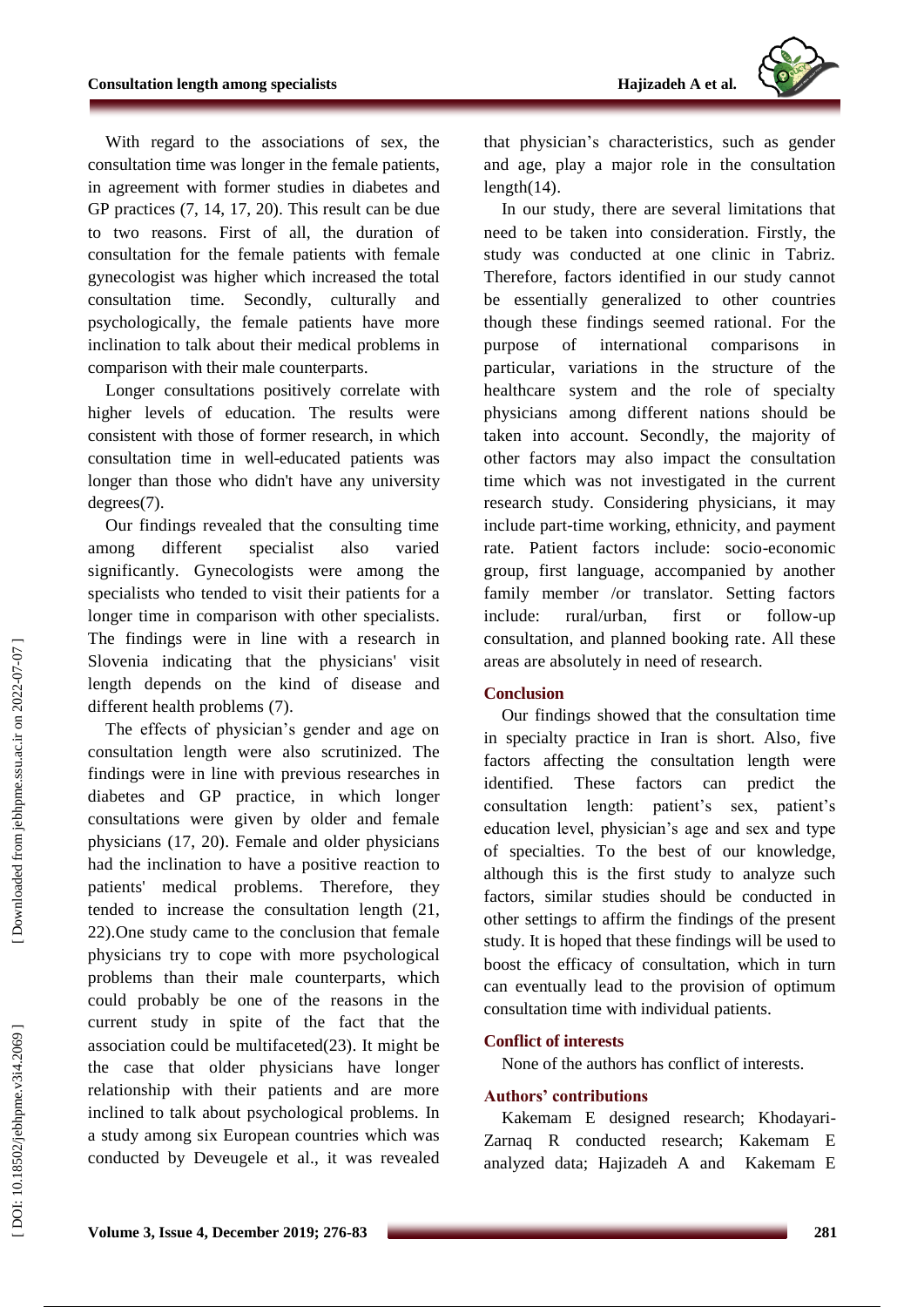With regard to the associations of sex, the consultation time was longer in the female patients, in agreement with former studies in diabetes and GP practices (7, 14, 17, 20). This result can be due to two reasons. First of all, the duration of consultation for the female patients with female gynecologist was higher which increased the total consultation time. Secondly, culturally and psychologically, the female patients have more inclination to talk about their medical problems in comparison with their male counterparts.

Longer consultations positively correlate with higher levels of education. The results were consistent with those of former research, in which consultation time in well-educated patients was longer than those who didn't have any university degrees(7).

Our findings revealed that the consulting time among different specialist also varied significantly. Gynecologists were among the specialists who tended to visit their patients for a longer time in comparison with other specialists. The findings were in line with a research in Slovenia indicating that the physicians' visit length depends on the kind of disease and different health problems (7).

The effects of physician's gender and age on consultation length were also scrutinized. The findings were in line with previous researches in diabetes and GP practice, in which longer consultations were given by older and female physicians (17, 20). Female and older physicians had the inclination to have a positive reaction to patients' medical problems. Therefore, they tended to increase the consultation length (21, 22).One study came to the conclusion that female physicians try to cope with more psychological problems than their male counterparts, which could probably be one of the reasons in the current study in spite of the fact that the association could be multifaceted(23). It might be the case that older physicians have longer relationship with their patients and are more inclined to talk about psychological problems. In a study among six European countries which was conducted by Deveugele et al., it was revealed that physician's characteristics, such as gender and age, play a major role in the consultation length(14).

In our study, there are several limitations that need to be taken into consideration. Firstly, the study was conducted at one clinic in Tabriz. Therefore, factors identified in our study cannot be essentially generalized to other countries though these findings seemed rational. For the purpose of international comparisons in particular, variations in the structure of the healthcare system and the role of specialty physicians among different nations should be taken into account. Secondly, the majority of other factors may also impact the consultation time which was not investigated in the current research study. Considering physicians, it may include part-time working, ethnicity, and payment rate. Patient factors include: socio-economic group, first language, accompanied by another family member /or translator. Setting factors include: rural/urban, first or follow-up consultation, and planned booking rate. All these areas are absolutely in need of research.

## Conclusion

Our findings showed that the consultation time in specialty practice in Iran is short. Also, five factors affecting the consultation length were identified. These factors can predict the consultation length: patient's sex, patient's education level, physician's age and sex and type of specialties. To the best of our knowledge, although this is the first study to analyze such factors, similar studies should be conducted in other settings to affirm the findings of the present study. It is hoped that these findings will be used to boost the efficacy of consultation, which in turn can eventually lead to the provision of optimum consultation time with individual patients.

## Conflict of interests

None of the authors has conflict of interests.

## Authors' contributions

Kakemam E designed research; Khodayari-Zarnaq R conducted research; Kakemam E analyzed data; Hajizadeh A and Kakemam E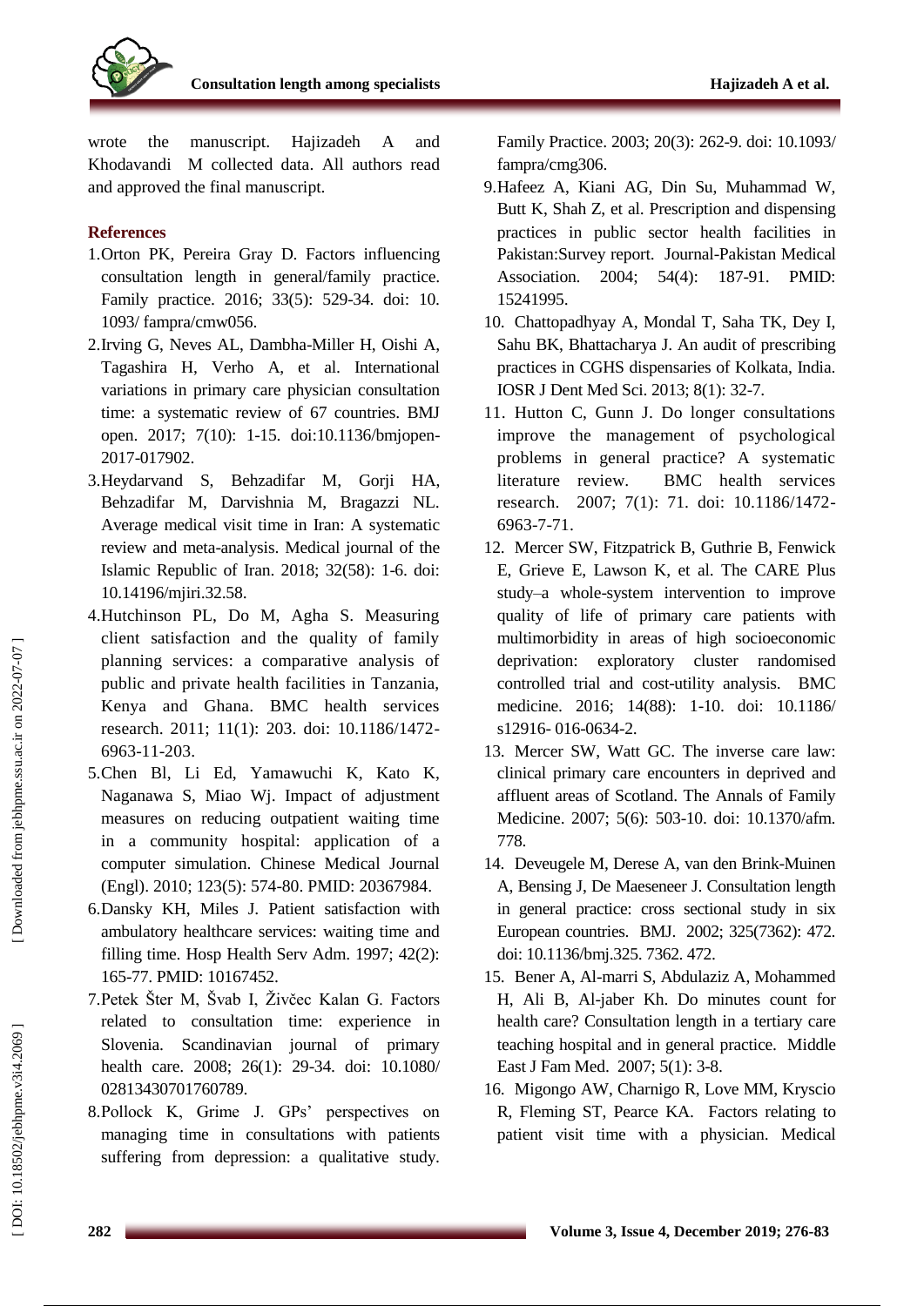wrote the manuscript. Hajizadeh A and Khodavandi M collected data. All authors read and approved the final manuscript.

## References

1. Orton PK, Pereira Gray D. Factors influencing consultation length in general/family practice. Family practice. 2016; 33(5): 529-34. doi: 10. 1093/ fampra/cmw056.
2. Irving G, Neves AL, Dambha-Miller H, Oishi A, Tagashira H, Verho A, et al. International variations in primary care physician consultation time: a systematic review of 67 countries. BMJ open. 2017; 7(10): 1-15. doi:10.1136/bmjopen-2017-017902.
3. Heydarvand S, Behzadifar M, Gorji HA, Behzadifar M, Darvishnia M, Bragazzi NL. Average medical visit time in Iran: A systematic review and meta-analysis. Medical journal of the Islamic Republic of Iran. 2018; 32(58): 1-6. doi: 10.14196/mjiri.32.58.
4. Hutchinson PL, Do M, Agha S. Measuring client satisfaction and the quality of family planning services: a comparative analysis of public and private health facilities in Tanzania, Kenya and Ghana. BMC health services research. 2011; 11(1): 203. doi: 10.1186/1472-6963-11-203.
5. Chen Bl, Li Ed, Yamawuchi K, Kato K, Naganawa S, Miao Wj. Impact of adjustment measures on reducing outpatient waiting time in a community hospital: application of a computer simulation. Chinese Medical Journal (Engl). 2010; 123(5): 574-80. PMID: 20367984.
6. Dansky KH, Miles J. Patient satisfaction with ambulatory healthcare services: waiting time and filling time. Hosp Health Serv Adm. 1997; 42(2): 165-77. PMID: 10167452.
7. Petek Šter M, Švab I, Živčec Kalan G. Factors related to consultation time: experience in Slovenia. Scandinavian journal of primary health care. 2008; 26(1): 29-34. doi: 10.1080/ 02813430701760789.
8. Pollock K, Grime J. GPs' perspectives on managing time in consultations with patients suffering from depression: a qualitative study. Family Practice. 2003; 20(3): 262-9. doi: 10.1093/ fampra/cmg306.
9. Hafeez A, Kiani AG, Din Su, Muhammad W, Butt K, Shah Z, et al. Prescription and dispensing practices in public sector health facilities in Pakistan:Survey report. Journal-Pakistan Medical Association. 2004; 54(4): 187-91. PMID: 15241995.
10. Chattopadhyay A, Mondal T, Saha TK, Dey I, Sahu BK, Bhattacharya J. An audit of prescribing practices in CGHS dispensaries of Kolkata, India. IOSR J Dent Med Sci. 2013; 8(1): 32-7.
11. Hutton C, Gunn J. Do longer consultations improve the management of psychological problems in general practice? A systematic literature review. BMC health services research. 2007; 7(1): 71. doi: 10.1186/1472-6963-7-71.
12. Mercer SW, Fitzpatrick B, Guthrie B, Fenwick E, Grieve E, Lawson K, et al. The CARE Plus study–a whole-system intervention to improve quality of life of primary care patients with multimorbidity in areas of high socioeconomic deprivation: exploratory cluster randomised controlled trial and cost-utility analysis. BMC medicine. 2016; 14(88): 1-10. doi: 10.1186/ s12916- 016-0634-2.
13. Mercer SW, Watt GC. The inverse care law: clinical primary care encounters in deprived and affluent areas of Scotland. The Annals of Family Medicine. 2007; 5(6): 503-10. doi: 10.1370/afm. 778.
14. Deveugele M, Derese A, van den Brink-Muinen A, Bensing J, De Maeseneer J. Consultation length in general practice: cross sectional study in six European countries. BMJ. 2002; 325(7362): 472. doi: 10.1136/bmj.325. 7362. 472.
15. Bener A, Al-marri S, Abdulaziz A, Mohammed H, Ali B, Al-jaber Kh. Do minutes count for health care? Consultation length in a tertiary care teaching hospital and in general practice. Middle East J Fam Med. 2007; 5(1): 3-8.
16. Migongo AW, Charnigo R, Love MM, Kryscio R, Fleming ST, Pearce KA. Factors relating to patient visit time with a physician. Medical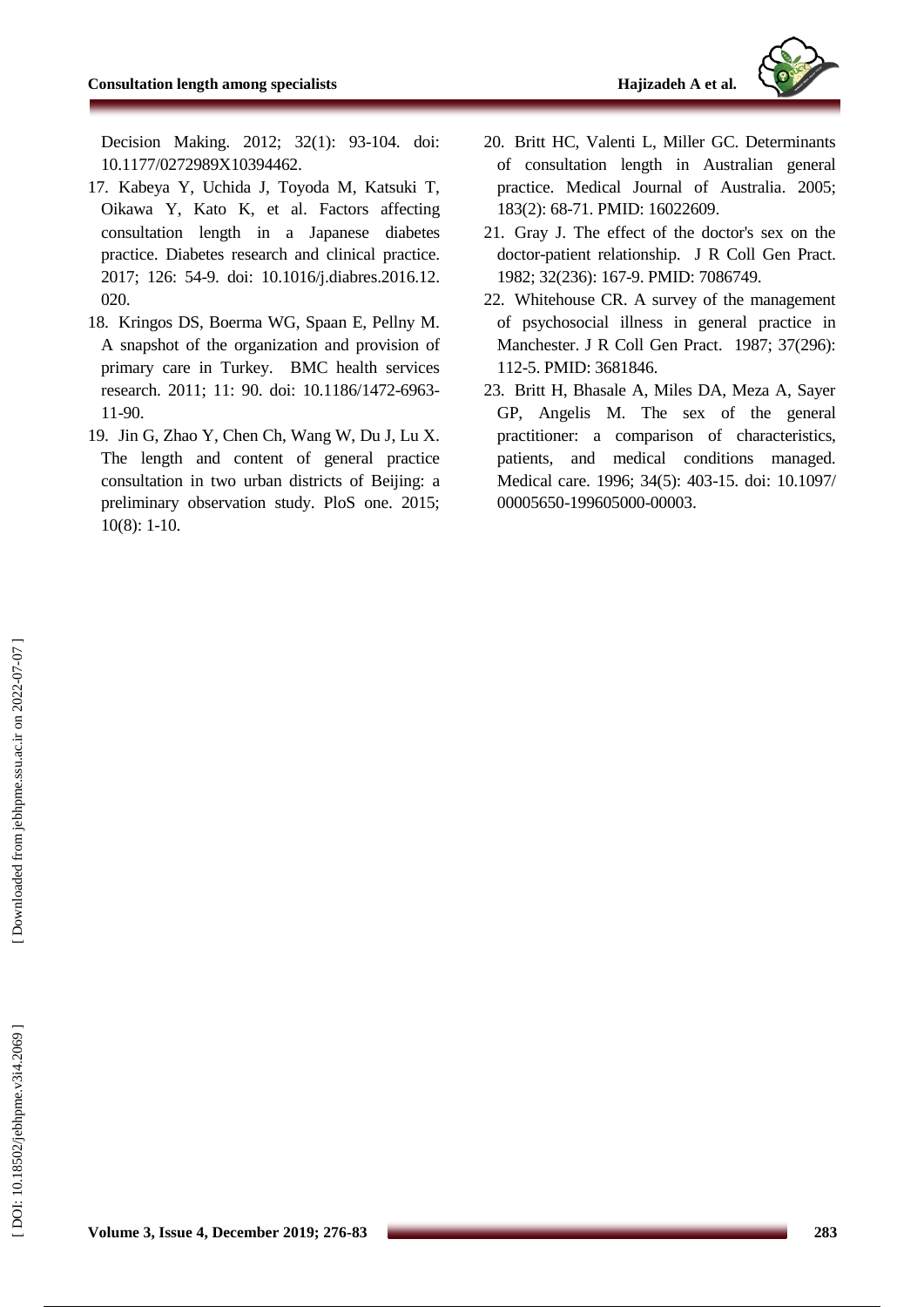Decision Making. 2012; 32(1): 93-104. doi: 10.1177/0272989X10394462.

17. Kabeya Y, Uchida J, Toyoda M, Katsuki T, Oikawa Y, Kato K, et al. Factors affecting consultation length in a Japanese diabetes practice. Diabetes research and clinical practice. 2017; 126: 54-9. doi: 10.1016/j.diabres.2016.12.020.
18. Kringos DS, Boerma WG, Spaan E, Pellny M. A snapshot of the organization and provision of primary care in Turkey. BMC health services research. 2011; 11: 90. doi: 10.1186/1472-6963-11-90.
19. Jin G, Zhao Y, Chen Ch, Wang W, Du J, Lu X. The length and content of general practice consultation in two urban districts of Beijing: a preliminary observation study. PloS one. 2015; 10(8): 1-10.
20. Britt HC, Valenti L, Miller GC. Determinants of consultation length in Australian general practice. Medical Journal of Australia. 2005; 183(2): 68-71. PMID: 16022609.
21. Gray J. The effect of the doctor's sex on the doctor-patient relationship. J R Coll Gen Pract. 1982; 32(236): 167-9. PMID: 7086749.
22. Whitehouse CR. A survey of the management of psychosocial illness in general practice in Manchester. J R Coll Gen Pract. 1987; 37(296): 112-5. PMID: 3681846.
23. Britt H, Bhasale A, Miles DA, Meza A, Sayer GP, Angelis M. The sex of the general practitioner: a comparison of characteristics, patients, and medical conditions managed. Medical care. 1996; 34(5): 403-15. doi: 10.1097/00005650-199605000-00003.